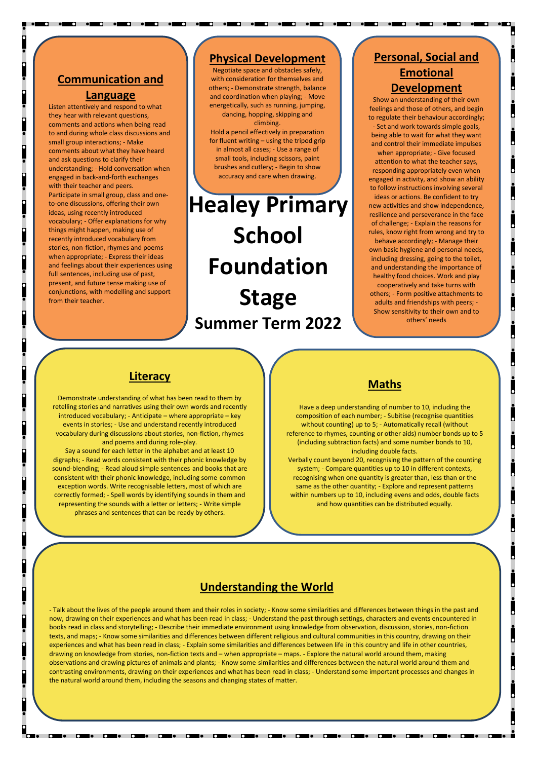# Healey Primary School Foundation Stage

## Summer Term 2022

## Communication and Language

Listen attentively and respond to what they hear with relevant questions, comments and actions when being read to and during whole class discussions and small group interactions; - Make comments about what they have heard and ask questions to clarify their understanding; - Hold conversation when engaged in back-and-forth exchanges with their teacher and peers.
Participate in small group, class and one-to-one discussions, offering their own ideas, using recently introduced vocabulary; - Offer explanations for why things might happen, making use of recently introduced vocabulary from stories, non-fiction, rhymes and poems when appropriate; - Express their ideas and feelings about their experiences using full sentences, including use of past, present, and future tense making use of conjunctions, with modelling and support from their teacher.

## Physical Development

Negotiate space and obstacles safely, with consideration for themselves and others; - Demonstrate strength, balance and coordination when playing; - Move energetically, such as running, jumping, dancing, hopping, skipping and climbing.
Hold a pencil effectively in preparation for fluent writing – using the tripod grip in almost all cases; - Use a range of small tools, including scissors, paint brushes and cutlery; - Begin to show accuracy and care when drawing.

## Personal, Social and Emotional Development

Show an understanding of their own feelings and those of others, and begin to regulate their behaviour accordingly; - Set and work towards simple goals, being able to wait for what they want and control their immediate impulses when appropriate; - Give focused attention to what the teacher says, responding appropriately even when engaged in activity, and show an ability to follow instructions involving several ideas or actions. Be confident to try new activities and show independence, resilience and perseverance in the face of challenge; - Explain the reasons for rules, know right from wrong and try to behave accordingly; - Manage their own basic hygiene and personal needs, including dressing, going to the toilet, and understanding the importance of healthy food choices. Work and play cooperatively and take turns with others; - Form positive attachments to adults and friendships with peers; - Show sensitivity to their own and to others' needs

## Literacy

Demonstrate understanding of what has been read to them by retelling stories and narratives using their own words and recently introduced vocabulary; - Anticipate – where appropriate – key events in stories; - Use and understand recently introduced vocabulary during discussions about stories, non-fiction, rhymes and poems and during role-play.
Say a sound for each letter in the alphabet and at least 10 digraphs; - Read words consistent with their phonic knowledge by sound-blending; - Read aloud simple sentences and books that are consistent with their phonic knowledge, including some common exception words. Write recognisable letters, most of which are correctly formed; - Spell words by identifying sounds in them and representing the sounds with a letter or letters; - Write simple phrases and sentences that can be ready by others.

## Maths

Have a deep understanding of number to 10, including the composition of each number; - Subitise (recognise quantities without counting) up to 5; - Automatically recall (without reference to rhymes, counting or other aids) number bonds up to 5 (including subtraction facts) and some number bonds to 10, including double facts.
Verbally count beyond 20, recognising the pattern of the counting system; - Compare quantities up to 10 in different contexts, recognising when one quantity is greater than, less than or the same as the other quantity; - Explore and represent patterns within numbers up to 10, including evens and odds, double facts and how quantities can be distributed equally.

## Understanding the World

- Talk about the lives of the people around them and their roles in society; - Know some similarities and differences between things in the past and now, drawing on their experiences and what has been read in class; - Understand the past through settings, characters and events encountered in books read in class and storytelling; - Describe their immediate environment using knowledge from observation, discussion, stories, non-fiction texts, and maps; - Know some similarities and differences between different religious and cultural communities in this country, drawing on their experiences and what has been read in class; - Explain some similarities and differences between life in this country and life in other countries, drawing on knowledge from stories, non-fiction texts and – when appropriate – maps. - Explore the natural world around them, making observations and drawing pictures of animals and plants; - Know some similarities and differences between the natural world around them and contrasting environments, drawing on their experiences and what has been read in class; - Understand some important processes and changes in the natural world around them, including the seasons and changing states of matter.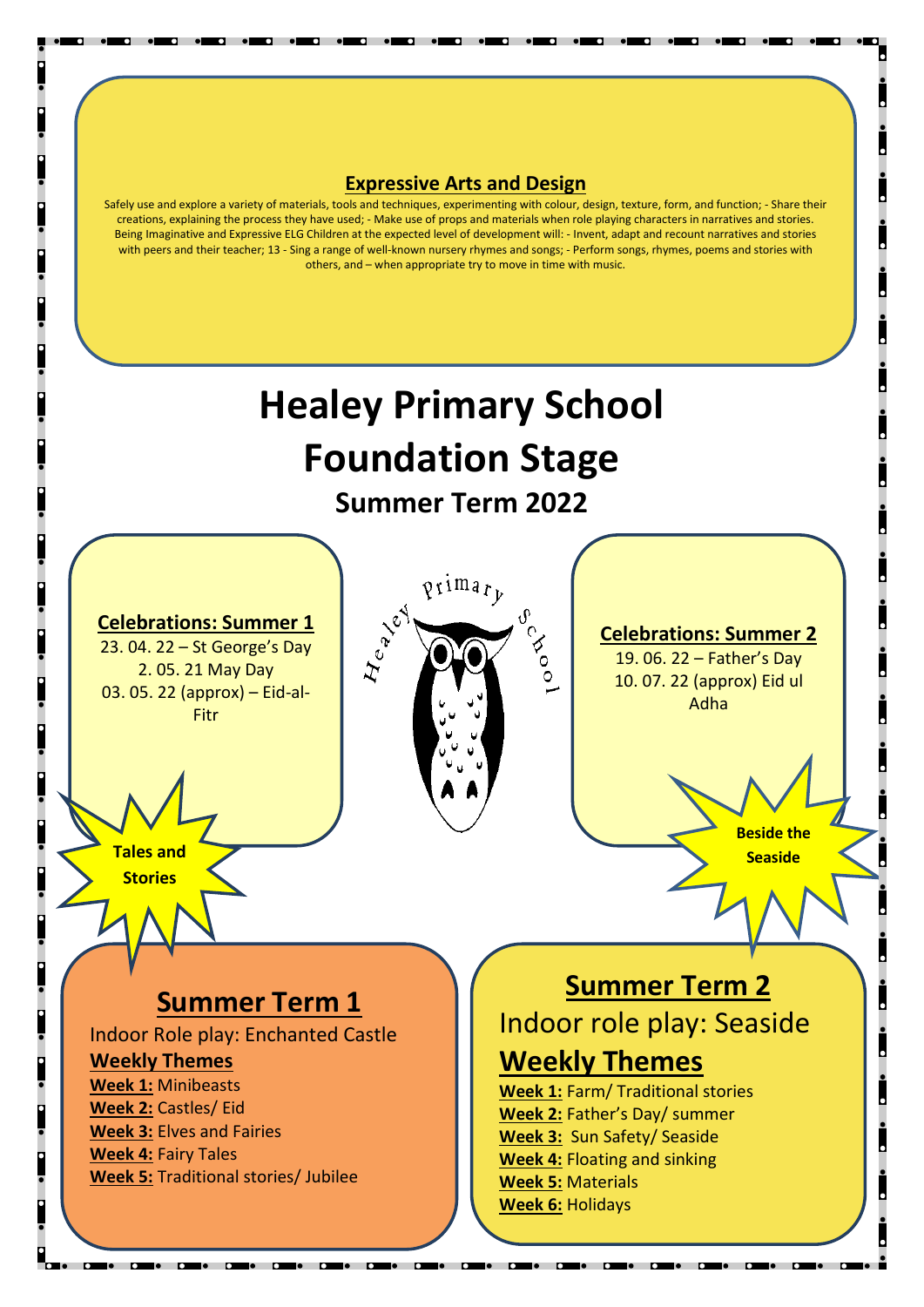## Expressive Arts and Design

Safely use and explore a variety of materials, tools and techniques, experimenting with colour, design, texture, form, and function; - Share their creations, explaining the process they have used; - Make use of props and materials when role playing characters in narratives and stories. Being Imaginative and Expressive ELG Children at the expected level of development will: - Invent, adapt and recount narratives and stories with peers and their teacher; 13 - Sing a range of well-known nursery rhymes and songs; - Perform songs, rhymes, poems and stories with others, and – when appropriate try to move in time with music.

# Healey Primary School
# Foundation Stage
## Summer Term 2022

**Celebrations: Summer 1**

23. 04. 22 – St George's Day
2. 05. 21 May Day
03. 05. 22 (approx) – Eid-al-Fitr

**Celebrations: Summer 2**

19. 06. 22 – Father's Day
10. 07. 22 (approx) Eid ul Adha

**Tales and Stories**

**Beside the Seaside**

## Summer Term 1

Indoor Role play: Enchanted Castle

**Weekly Themes**

**Week 1:** Minibeasts
**Week 2:** Castles/ Eid
**Week 3:** Elves and Fairies
**Week 4:** Fairy Tales
**Week 5:** Traditional stories/ Jubilee

## Summer Term 2

Indoor role play: Seaside

**Weekly Themes**

**Week 1:** Farm/ Traditional stories
**Week 2:** Father's Day/ summer
**Week 3:** Sun Safety/ Seaside
**Week 4:** Floating and sinking
**Week 5:** Materials
**Week 6:** Holidays